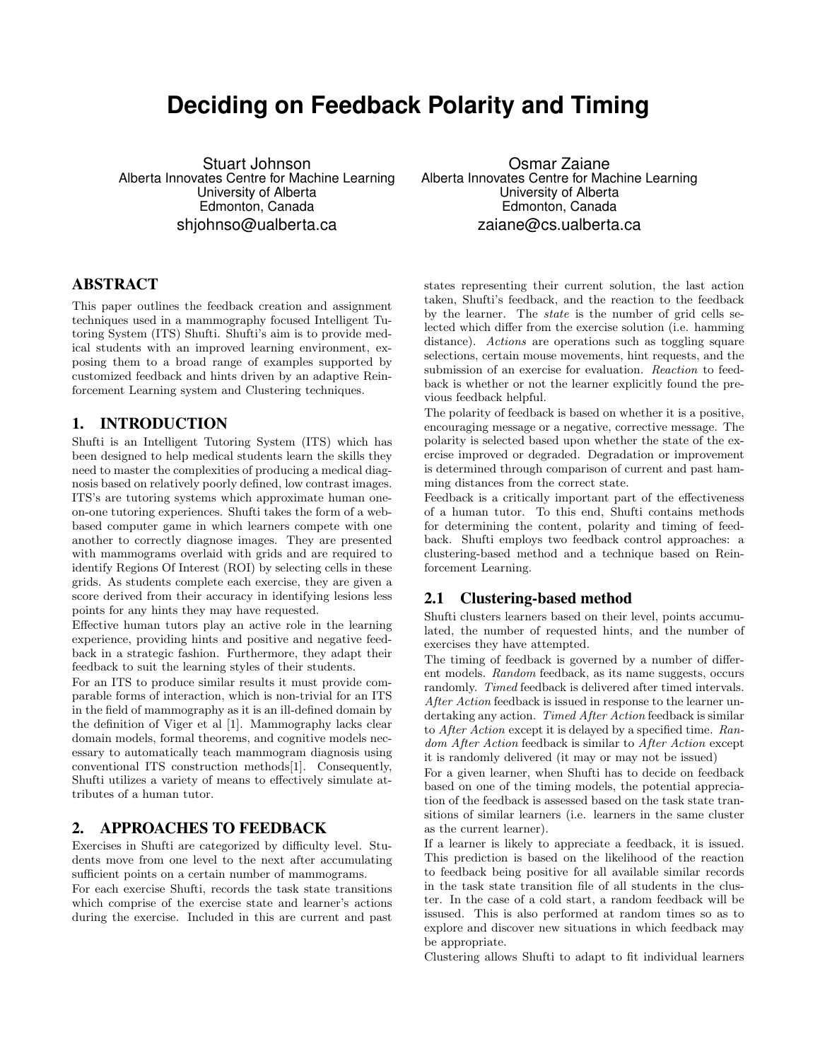# Deciding on Feedback Polarity and Timing

Stuart Johnson
Alberta Innovates Centre for Machine Learning
University of Alberta
Edmonton, Canada
shjohnso@ualberta.ca

Osmar Zaiane
Alberta Innovates Centre for Machine Learning
University of Alberta
Edmonton, Canada
zaiane@cs.ualberta.ca

## ABSTRACT

This paper outlines the feedback creation and assignment techniques used in a mammography focused Intelligent Tutoring System (ITS) Shufti. Shufti's aim is to provide medical students with an improved learning environment, exposing them to a broad range of examples supported by customized feedback and hints driven by an adaptive Reinforcement Learning system and Clustering techniques.

## 1. INTRODUCTION

Shufti is an Intelligent Tutoring System (ITS) which has been designed to help medical students learn the skills they need to master the complexities of producing a medical diagnosis based on relatively poorly defined, low contrast images. ITS's are tutoring systems which approximate human one-on-one tutoring experiences. Shufti takes the form of a web-based computer game in which learners compete with one another to correctly diagnose images. They are presented with mammograms overlaid with grids and are required to identify Regions Of Interest (ROI) by selecting cells in these grids. As students complete each exercise, they are given a score derived from their accuracy in identifying lesions less points for any hints they may have requested.

Effective human tutors play an active role in the learning experience, providing hints and positive and negative feedback in a strategic fashion. Furthermore, they adapt their feedback to suit the learning styles of their students.

For an ITS to produce similar results it must provide comparable forms of interaction, which is non-trivial for an ITS in the field of mammography as it is an ill-defined domain by the definition of Viger et al [1]. Mammography lacks clear domain models, formal theorems, and cognitive models necessary to automatically teach mammogram diagnosis using conventional ITS construction methods[1]. Consequently, Shufti utilizes a variety of means to effectively simulate attributes of a human tutor.

## 2. APPROACHES TO FEEDBACK

Exercises in Shufti are categorized by difficulty level. Students move from one level to the next after accumulating sufficient points on a certain number of mammograms.

For each exercise Shufti, records the task state transitions which comprise of the exercise state and learner's actions during the exercise. Included in this are current and past states representing their current solution, the last action taken, Shufti's feedback, and the reaction to the feedback by the learner. The *state* is the number of grid cells selected which differ from the exercise solution (i.e. hamming distance). *Actions* are operations such as toggling square selections, certain mouse movements, hint requests, and the submission of an exercise for evaluation. *Reaction* to feedback is whether or not the learner explicitly found the previous feedback helpful.

The polarity of feedback is based on whether it is a positive, encouraging message or a negative, corrective message. The polarity is selected based upon whether the state of the exercise improved or degraded. Degradation or improvement is determined through comparison of current and past hamming distances from the correct state.

Feedback is a critically important part of the effectiveness of a human tutor. To this end, Shufti contains methods for determining the content, polarity and timing of feedback. Shufti employs two feedback control approaches: a clustering-based method and a technique based on Reinforcement Learning.

### 2.1 Clustering-based method

Shufti clusters learners based on their level, points accumulated, the number of requested hints, and the number of exercises they have attempted.

The timing of feedback is governed by a number of different models. *Random* feedback, as its name suggests, occurs randomly. *Timed* feedback is delivered after timed intervals. *After Action* feedback is issued in response to the learner undertaking any action. *Timed After Action* feedback is similar to *After Action* except it is delayed by a specified time. *Random After Action* feedback is similar to *After Action* except it is randomly delivered (it may or may not be issued)

For a given learner, when Shufti has to decide on feedback based on one of the timing models, the potential appreciation of the feedback is assessed based on the task state transitions of similar learners (i.e. learners in the same cluster as the current learner).

If a learner is likely to appreciate a feedback, it is issued. This prediction is based on the likelihood of the reaction to feedback being positive for all available similar records in the task state transition file of all students in the cluster. In the case of a cold start, a random feedback will be issued. This is also performed at random times so as to explore and discover new situations in which feedback may be appropriate.

Clustering allows Shufti to adapt to fit individual learners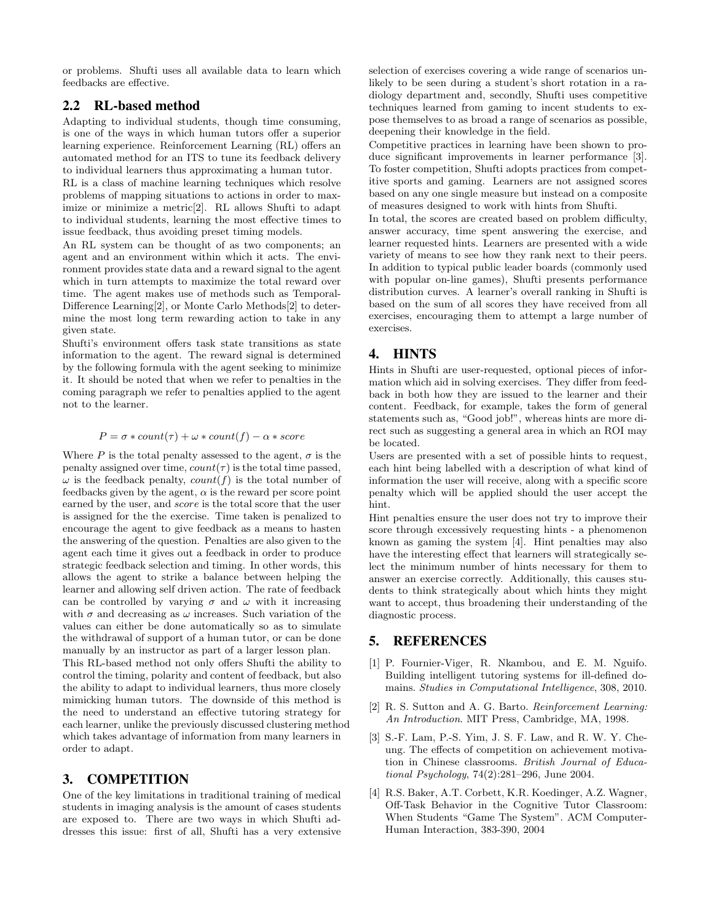or problems. Shufti uses all available data to learn which feedbacks are effective.

## 2.2 RL-based method

Adapting to individual students, though time consuming, is one of the ways in which human tutors offer a superior learning experience. Reinforcement Learning (RL) offers an automated method for an ITS to tune its feedback delivery to individual learners thus approximating a human tutor.

RL is a class of machine learning techniques which resolve problems of mapping situations to actions in order to maximize or minimize a metric[2]. RL allows Shufti to adapt to individual students, learning the most effective times to issue feedback, thus avoiding preset timing models.

An RL system can be thought of as two components; an agent and an environment within which it acts. The environment provides state data and a reward signal to the agent which in turn attempts to maximize the total reward over time. The agent makes use of methods such as Temporal-Difference Learning[2], or Monte Carlo Methods[2] to determine the most long term rewarding action to take in any given state.

Shufti's environment offers task state transitions as state information to the agent. The reward signal is determined by the following formula with the agent seeking to minimize it. It should be noted that when we refer to penalties in the coming paragraph we refer to penalties applied to the agent not to the learner.

$$P = \sigma * count(\tau) + \omega * count(f) - \alpha * score$$

Where $P$ is the total penalty assessed to the agent, $\sigma$ is the penalty assigned over time, $count(\tau)$ is the total time passed, $\omega$ is the feedback penalty, $count(f)$ is the total number of feedbacks given by the agent, $\alpha$ is the reward per score point earned by the user, and $score$ is the total score that the user is assigned for the the exercise. Time taken is penalized to encourage the agent to give feedback as a means to hasten the answering of the question. Penalties are also given to the agent each time it gives out a feedback in order to produce strategic feedback selection and timing. In other words, this allows the agent to strike a balance between helping the learner and allowing self driven action. The rate of feedback can be controlled by varying $\sigma$ and $\omega$ with it increasing with $\sigma$ and decreasing as $\omega$ increases. Such variation of the values can either be done automatically so as to simulate the withdrawal of support of a human tutor, or can be done manually by an instructor as part of a larger lesson plan.

This RL-based method not only offers Shufti the ability to control the timing, polarity and content of feedback, but also the ability to adapt to individual learners, thus more closely mimicking human tutors. The downside of this method is the need to understand an effective tutoring strategy for each learner, unlike the previously discussed clustering method which takes advantage of information from many learners in order to adapt.

# 3. COMPETITION

One of the key limitations in traditional training of medical students in imaging analysis is the amount of cases students are exposed to. There are two ways in which Shufti addresses this issue: first of all, Shufti has a very extensive selection of exercises covering a wide range of scenarios unlikely to be seen during a student's short rotation in a radiology department and, secondly, Shufti uses competitive techniques learned from gaming to incent students to expose themselves to as broad a range of scenarios as possible, deepening their knowledge in the field.

Competitive practices in learning have been shown to produce significant improvements in learner performance [3]. To foster competition, Shufti adopts practices from competitive sports and gaming. Learners are not assigned scores based on any one single measure but instead on a composite of measures designed to work with hints from Shufti.

In total, the scores are created based on problem difficulty, answer accuracy, time spent answering the exercise, and learner requested hints. Learners are presented with a wide variety of means to see how they rank next to their peers. In addition to typical public leader boards (commonly used with popular on-line games), Shufti presents performance distribution curves. A learner's overall ranking in Shufti is based on the sum of all scores they have received from all exercises, encouraging them to attempt a large number of exercises.

# 4. HINTS

Hints in Shufti are user-requested, optional pieces of information which aid in solving exercises. They differ from feedback in both how they are issued to the learner and their content. Feedback, for example, takes the form of general statements such as, "Good job!", whereas hints are more direct such as suggesting a general area in which an ROI may be located.

Users are presented with a set of possible hints to request, each hint being labelled with a description of what kind of information the user will receive, along with a specific score penalty which will be applied should the user accept the hint.

Hint penalties ensure the user does not try to improve their score through excessively requesting hints - a phenomenon known as gaming the system [4]. Hint penalties may also have the interesting effect that learners will strategically select the minimum number of hints necessary for them to answer an exercise correctly. Additionally, this causes students to think strategically about which hints they might want to accept, thus broadening their understanding of the diagnostic process.

# 5. REFERENCES

[1] P. Fournier-Viger, R. Nkambou, and E. M. Nguifo. Building intelligent tutoring systems for ill-defined domains. *Studies in Computational Intelligence*, 308, 2010.

[2] R. S. Sutton and A. G. Barto. *Reinforcement Learning: An Introduction*. MIT Press, Cambridge, MA, 1998.

[3] S.-F. Lam, P.-S. Yim, J. S. F. Law, and R. W. Y. Cheung. The effects of competition on achievement motivation in Chinese classrooms. *British Journal of Educational Psychology*, 74(2):281–296, June 2004.

[4] R.S. Baker, A.T. Corbett, K.R. Koedinger, A.Z. Wagner, Off-Task Behavior in the Cognitive Tutor Classroom: When Students "Game The System". ACM Computer-Human Interaction, 383-390, 2004